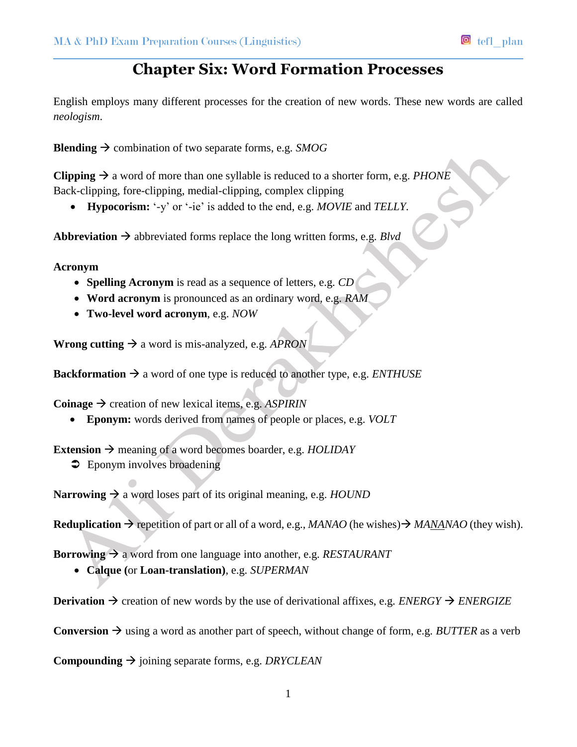# Chapter Six: Word Formation Processes

English employs many different processes for the creation of new words. These new words are called *neologism*.

**Blending** → combination of two separate forms, e.g. *SMOG*

**Clipping** → a word of more than one syllable is reduced to a shorter form, e.g. *PHONE*
Back-clipping, fore-clipping, medial-clipping, complex clipping

- **Hypocorism:** '-y' or '-ie' is added to the end, e.g. *MOVIE* and *TELLY*.

**Abbreviation** → abbreviated forms replace the long written forms, e.g. *Blvd*

**Acronym**

- **Spelling Acronym** is read as a sequence of letters, e.g. *CD*
- **Word acronym** is pronounced as an ordinary word, e.g. *RAM*
- **Two-level word acronym**, e.g. *NOW*

**Wrong cutting** → a word is mis-analyzed, e.g. *APRON*

**Backformation** → a word of one type is reduced to another type, e.g. *ENTHUSE*

**Coinage** → creation of new lexical items, e.g. *ASPIRIN*

- **Eponym:** words derived from names of people or places, e.g. *VOLT*

**Extension** → meaning of a word becomes boarder, e.g. *HOLIDAY*

➲ Eponym involves broadening

**Narrowing** → a word loses part of its original meaning, e.g. *HOUND*

**Reduplication** → repetition of part or all of a word, e.g., *MANAO* (he wishes)→ *MA<u>NA</u>NAO* (they wish).

**Borrowing** → a word from one language into another, e.g. *RESTAURANT*

- **Calque (**or **Loan-translation)**, e.g. *SUPERMAN*

**Derivation** → creation of new words by the use of derivational affixes, e.g. *ENERGY* → *ENERGIZE*

**Conversion** → using a word as another part of speech, without change of form, e.g. *BUTTER* as a verb

**Compounding** → joining separate forms, e.g. *DRYCLEAN*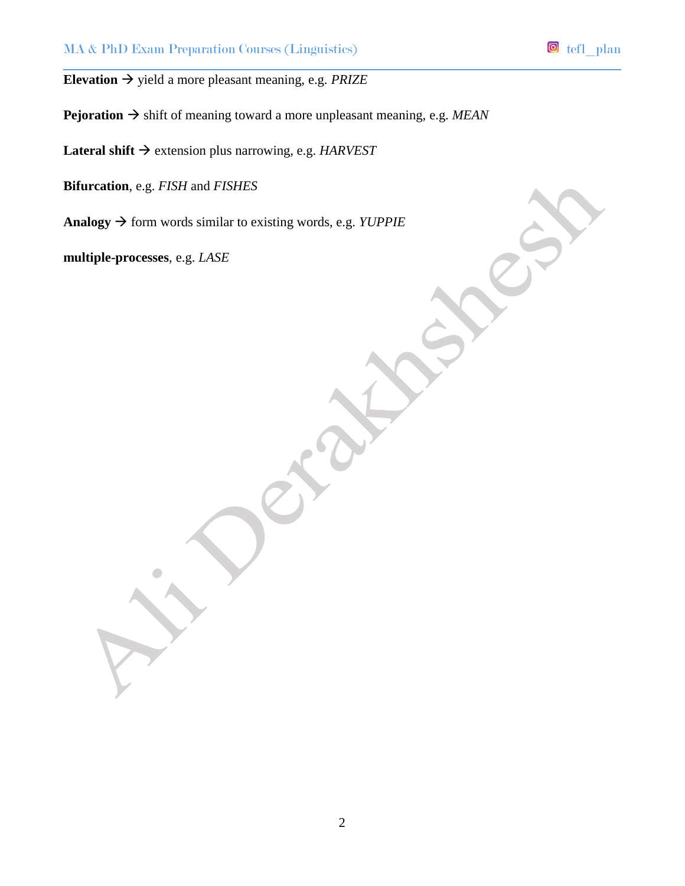**Elevation** → yield a more pleasant meaning, e.g. *PRIZE*

**Pejoration** → shift of meaning toward a more unpleasant meaning, e.g. *MEAN*

**Lateral shift** → extension plus narrowing, e.g. *HARVEST*

**Bifurcation**, e.g. *FISH* and *FISHES*

**Analogy** → form words similar to existing words, e.g. *YUPPIE*

**multiple-processes**, e.g. *LASE*